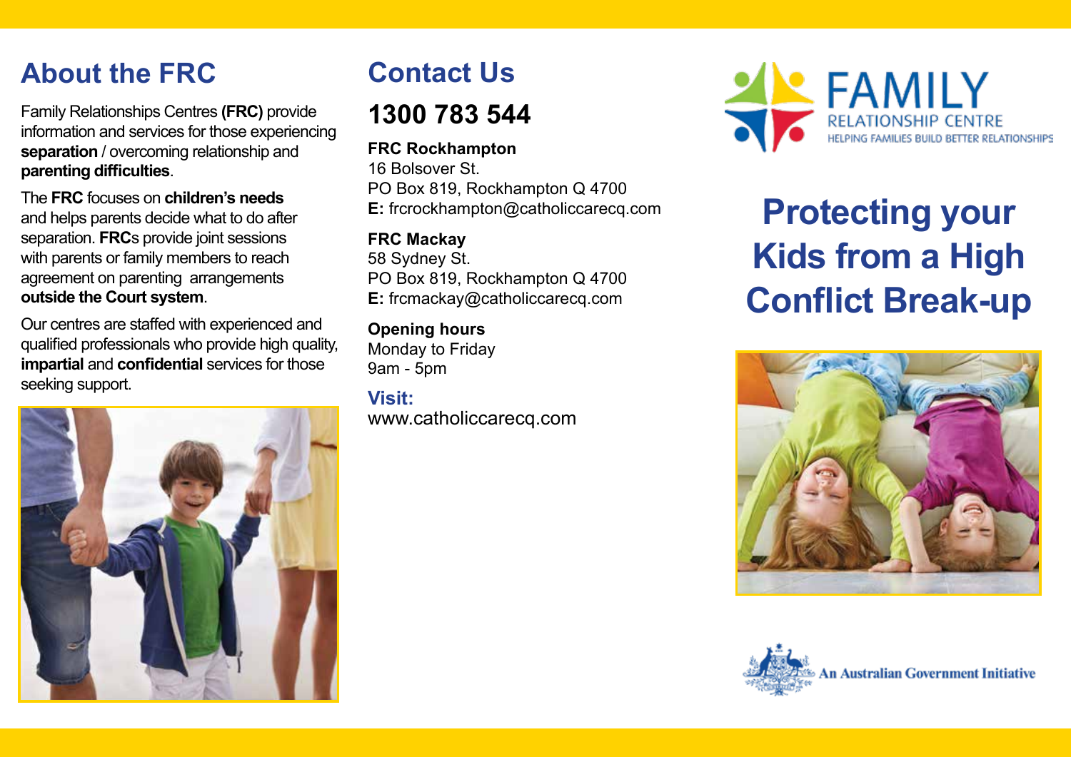## About the FRC

Family Relationships Centres **(FRC)** provide information and services for those experiencing **separation** / overcoming relationship and **parenting difficulties**.

The **FRC** focuses on **children's needs** and helps parents decide what to do after separation. **FRC**s provide joint sessions with parents or family members to reach agreement on parenting arrangements **outside the Court system**.

Our centres are staffed with experienced and qualified professionals who provide high quality, **impartial** and **confidential** services for those seeking support.

## Contact Us

## 1300 783 544

**FRC Rockhampton**
16 Bolsover St.
PO Box 819, Rockhampton Q 4700
**E:** frcrockhampton@catholiccarecq.com

**FRC Mackay**
58 Sydney St.
PO Box 819, Rockhampton Q 4700
**E:** frcmackay@catholiccarecq.com

**Opening hours**
Monday to Friday
9am - 5pm

**Visit:**
www.catholiccarecq.com

FAMILY RELATIONSHIP CENTRE
HELPING FAMILIES BUILD BETTER RELATIONSHIPS

# Protecting your Kids from a High Conflict Break-up

An Australian Government Initiative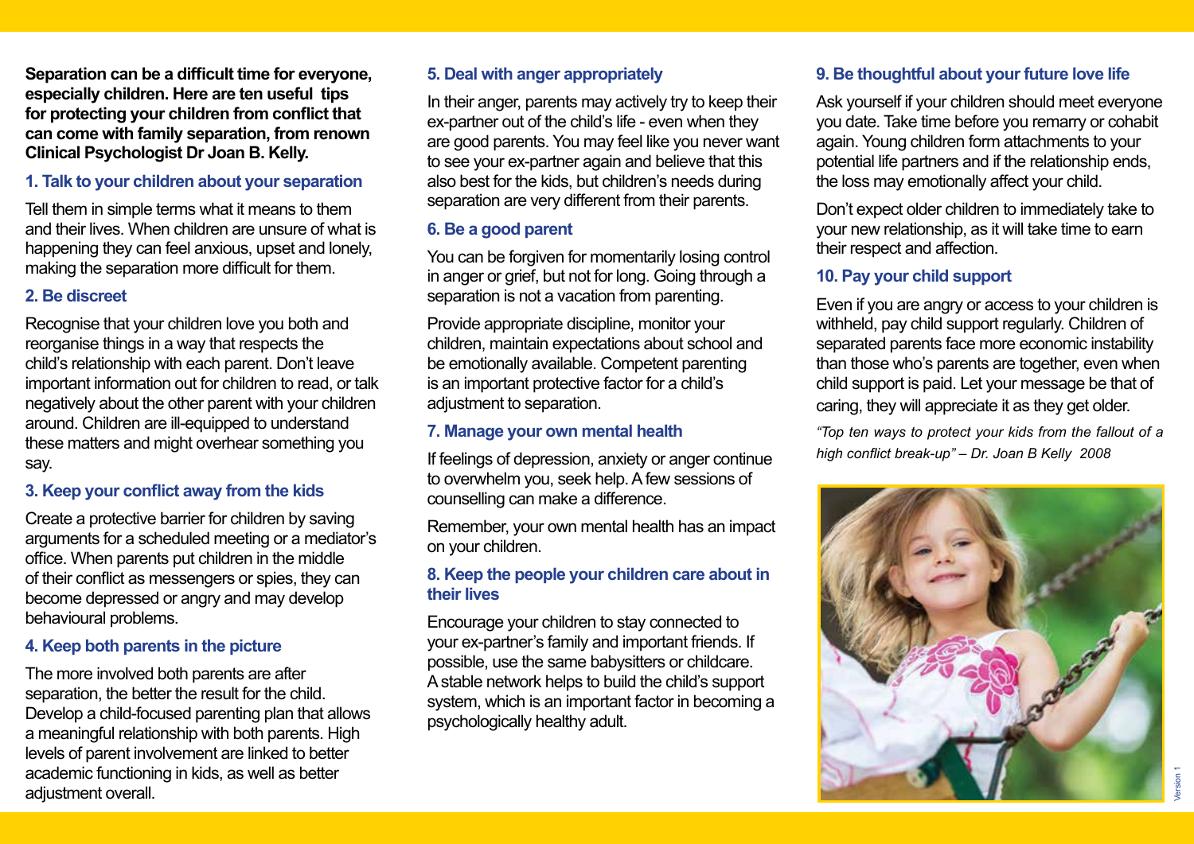**Separation can be a difficult time for everyone, especially children. Here are ten useful tips for protecting your children from conflict that can come with family separation, from renown Clinical Psychologist Dr Joan B. Kelly.**

### 1. Talk to your children about your separation

Tell them in simple terms what it means to them and their lives. When children are unsure of what is happening they can feel anxious, upset and lonely, making the separation more difficult for them.

### 2. Be discreet

Recognise that your children love you both and reorganise things in a way that respects the child's relationship with each parent. Don't leave important information out for children to read, or talk negatively about the other parent with your children around. Children are ill-equipped to understand these matters and might overhear something you say.

### 3. Keep your conflict away from the kids

Create a protective barrier for children by saving arguments for a scheduled meeting or a mediator's office. When parents put children in the middle of their conflict as messengers or spies, they can become depressed or angry and may develop behavioural problems.

### 4. Keep both parents in the picture

The more involved both parents are after separation, the better the result for the child. Develop a child-focused parenting plan that allows a meaningful relationship with both parents. High levels of parent involvement are linked to better academic functioning in kids, as well as better adjustment overall.

### 5. Deal with anger appropriately

In their anger, parents may actively try to keep their ex-partner out of the child's life - even when they are good parents. You may feel like you never want to see your ex-partner again and believe that this also best for the kids, but children's needs during separation are very different from their parents.

### 6. Be a good parent

You can be forgiven for momentarily losing control in anger or grief, but not for long. Going through a separation is not a vacation from parenting.

Provide appropriate discipline, monitor your children, maintain expectations about school and be emotionally available. Competent parenting is an important protective factor for a child's adjustment to separation.

### 7. Manage your own mental health

If feelings of depression, anxiety or anger continue to overwhelm you, seek help. A few sessions of counselling can make a difference.

Remember, your own mental health has an impact on your children.

### 8. Keep the people your children care about in their lives

Encourage your children to stay connected to your ex-partner's family and important friends. If possible, use the same babysitters or childcare. A stable network helps to build the child's support system, which is an important factor in becoming a psychologically healthy adult.

### 9. Be thoughtful about your future love life

Ask yourself if your children should meet everyone you date. Take time before you remarry or cohabit again. Young children form attachments to your potential life partners and if the relationship ends, the loss may emotionally affect your child.

Don't expect older children to immediately take to your new relationship, as it will take time to earn their respect and affection.

### 10. Pay your child support

Even if you are angry or access to your children is withheld, pay child support regularly. Children of separated parents face more economic instability than those who's parents are together, even when child support is paid. Let your message be that of caring, they will appreciate it as they get older.

*"Top ten ways to protect your kids from the fallout of a high conflict break-up" – Dr. Joan B Kelly 2008*